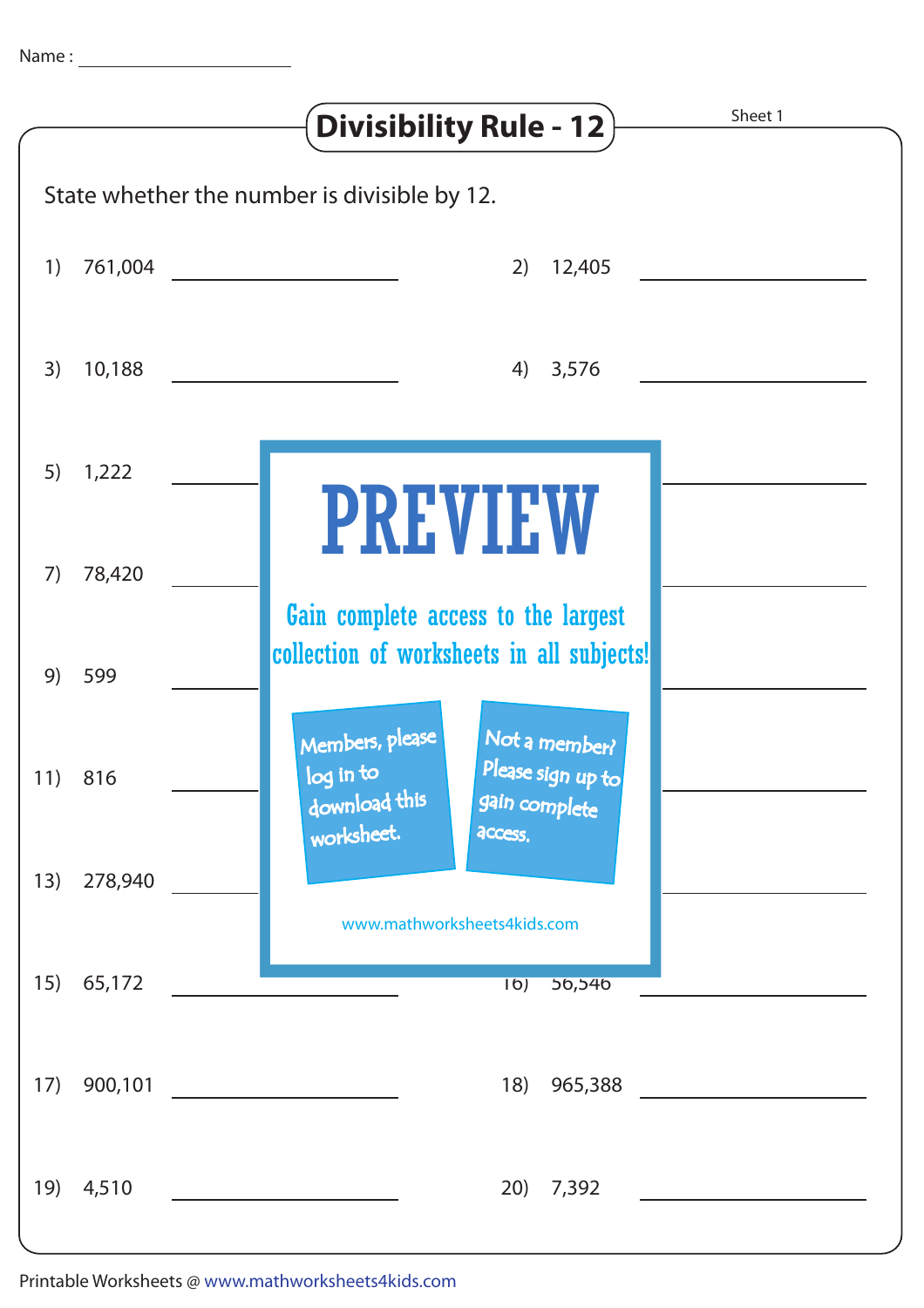Name : ____________________

# Divisibility Rule - 12

Sheet 1

State whether the number is divisible by 12.

1) 761,004 ____________________

2) 12,405 ____________________

3) 10,188 ____________________

4) 3,576 ____________________

5) 1,222 ____________________

7) 78,420 ____________________

9) 599 ____________________

11) 816 ____________________

13) 278,940 ____________________

15) 65,172 ____________________

16) 56,546 ____________________

17) 900,101 ____________________

18) 965,388 ____________________

19) 4,510 ____________________

20) 7,392 ____________________

PREVIEW

Gain complete access to the largest collection of worksheets in all subjects!

Members, please log in to download this worksheet.

Not a member? Please sign up to gain complete access.

www.mathworksheets4kids.com

Printable Worksheets @ www.mathworksheets4kids.com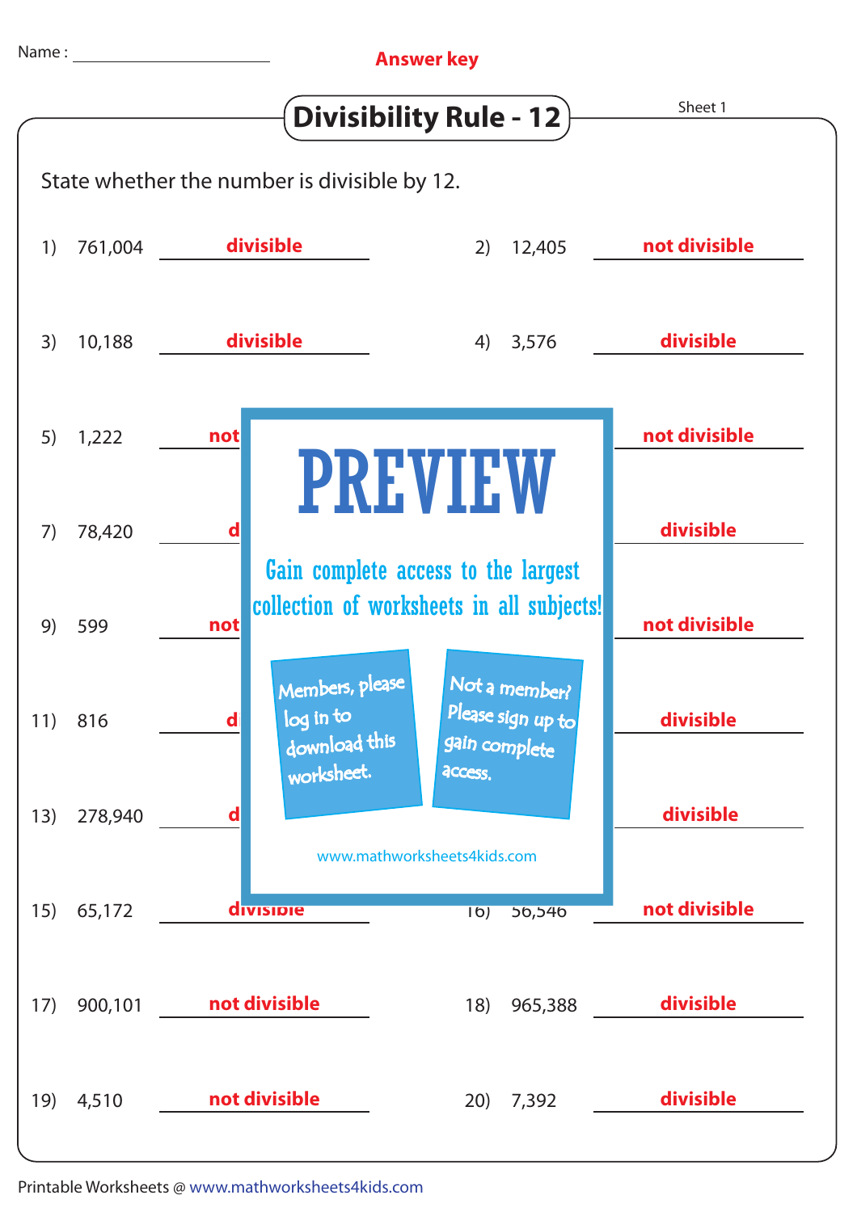Name : ____________________

**Answer key**

# Divisibility Rule - 12

Sheet 1

State whether the number is divisible by 12.

1) 761,004 **divisible**

2) 12,405 **not divisible**

3) 10,188 **divisible**

4) 3,576 **divisible**

5) 1,222 **not**

**not divisible**

7) 78,420 **d**

**divisible**

9) 599 **not**

**not divisible**

11) 816 **d**

**divisible**

13) 278,940 **d**

**divisible**

PREVIEW

Gain complete access to the largest collection of worksheets in all subjects!

Members, please log in to download this worksheet.

Not a member? Please sign up to gain complete access.

www.mathworksheets4kids.com

15) 65,172 **divisible**

16) 56,546 **not divisible**

17) 900,101 **not divisible**

18) 965,388 **divisible**

19) 4,510 **not divisible**

20) 7,392 **divisible**

Printable Worksheets @ www.mathworksheets4kids.com